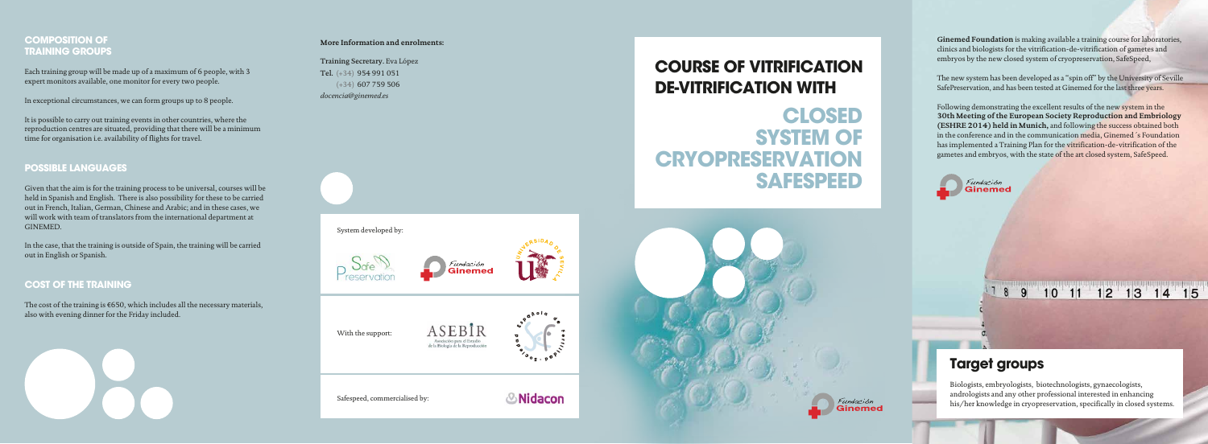## COMPOSITION OF TRAINING GROUPS

Each training group will be made up of a maximum of 6 people, with 3 expert monitors available, one monitor for every two people.

In exceptional circumstances, we can form groups up to 8 people.

It is possible to carry out training events in other countries, where the reproduction centres are situated, providing that there will be a minimum time for organisation i.e. availability of flights for travel.

## POSSIBLE LANGUAGES

Given that the aim is for the training process to be universal, courses will be held in Spanish and English. There is also possibility for these to be carried out in French, Italian, German, Chinese and Arabic; and in these cases, we will work with team of translators from the international department at GINEMED.

In the case, that the training is outside of Spain, the training will be carried out in English or Spanish.

## COST OF THE TRAINING

The cost of the training is €650, which includes all the necessary materials, also with evening dinner for the Friday included.

**More Information and enrolments:**

**Training Secretary.** Eva López
**Tel.** (+34) 954 991 051
(+34) 607 759 506
*docencia@ginemed.es*

System developed by:

Safe Preservation — Fundación Ginemed — Universidad de Sevilla

With the support:

ASEBIR — Asociación para el Estudio de la Biología de la Reproducción — Sociedad Española de Fertilidad

Safespeed, commercialised by: Nidacon

# COURSE OF VITRIFICATION DE-VITRIFICATION WITH

# CLOSED SYSTEM OF CRYOPRESERVATION SAFESPEED

Fundación Ginemed

**Ginemed Foundation** is making available a training course for laboratories, clinics and biologists for the vitrification-de-vitrification of gametes and embryos by the new closed system of cryopreservation, SafeSpeed,

The new system has been developed as a "spin off" by the University of Seville SafePreservation, and has been tested at Ginemed for the last three years.

Following demonstrating the excellent results of the new system in the **30th Meeting of the European Society Reproduction and Embriology (ESHRE 2014) held in Munich,** and following the success obtained both in the conference and in the communication media, Ginemed´s Foundation has implemented a Training Plan for the vitrification-de-vitrification of the gametes and embryos, with the state of the art closed system, SafeSpeed.

Fundación Ginemed

## Target groups

Biologists, embryologists, biotechnologists, gynaecologists, andrologists and any other professional interested in enhancing his/her knowledge in cryopreservation, specifically in closed systems.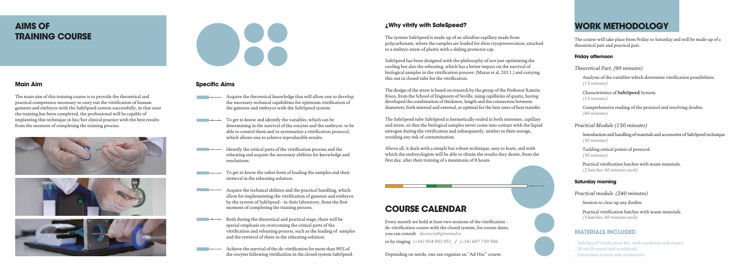# AIMS OF TRAINING COURSE

## Main Aim

The main aim of this training course is to provide the theoretical and practical competence necessary to carry out the vitrification of human gametes and embryos with the SafeSpeed system successfully, in that once the training has been completed, the professional will be capable of implanting this technique in his/her clinical practice with the best results from the moment of completing the training process.

## Specific Aims

- Acquire the theoretical knowledge that will allow one to develop the necessary technical capabilities for optimum vitrification of the gametes and embryos with the SafeSpeed system.
- To get to know and identify the variables, which can be determining in the survival of the oocytes and the embryos: to be able to control them and to systematize a vitrification protocol, which allows one to achieve reproducible results.
- Identify the critical parts of the vitrification process and the reheating and acquire the necessary abilities for knowledge and resolutions.
- To get to know the safest form of loading the samples and their retrieval in the reheating solution.
- Acquire the technical abilities and the practical handling, which allow for implementing the vitrification of gametes and embryos by the system of SafeSpeed – in their laboratory, from the first moment of completing the training process.
- Both during the theoretical and practical stage, there will be special emphasis on overcoming the critical parts of the vitrification and reheating process, such as the loading of samples and the retrieval of these in the reheating solution.
- Achieve the survival of the de-vitrification for more than 90% of the oocytes following vitrification in the closed system SafeSpeed.

## ¿Why vitrify with SafeSpeed?

The system SafeSpeed is made up of an ultrafine capillary made from polycarbonate, where the samples are loaded for their cryopreservation, attached to a embryo straw of plastic with a sliding protector cap.

SafeSpeed has been designed with the philosophy of not just optimizing the cooling but also the reheating, which has a better impact on the survival of biological samples in the vitrification process; (Mazur et al, 2011.) and carrying this out in closed tube for the vitrification.

The design of the straw is based on research by the group of the Professor Ramón Risco, from the School of Engineers of Seville, using capillaries of quartz, having developed the combination of thickness, length and the connection between diameters, both internal and external, as optimal for the best rates of heat transfer.

The SafeSpeed tube SafeSpeed is hermetically sealed in both extremes, capillary and straw, so that the biological samples never come into contact with the liquid nitrogen during the vitrification and subsequently, neither in their storage, avoiding any risk of contamination.

Above all, it deals with a simple but robust technique, easy to learn, and with which the embryologists will be able to obtain the results they desire, from the first day, after their training of a maximum of 8 hours.

# COURSE CALENDAR

Every month we hold at least two sessions of the vitrification - de-vitrification course with the closed system, for course dates, you can consult *docencia@ginemed.es*

or by ringing *(+34) 954 991 051* / *(+34) 607 759 506*

Depending on needs, one can organize an "Ad Hoc" course.

# WORK METHODOLOGY

The course will take place from Friday to Saturday and will be made up of a theoretical part and practical part.

### Friday afternoon

*Theoretical Part. (90 minutes)*

Analysis of the variables which determine vitrification possibilities. *(15 minutes)*

Characteristics of **SafeSpeed** System. *(15 minutes)*

Comprehensive reading of the protocol and resolving doubts. *(60 minutes)*

*Practical Module (150 minutes)*

Introduction and handling of materials and accessories of SafeSpeed technique. *(30 minutes)*

Tackling critical points of protocol. *(30 minutes)*

Practical vitrification batches with waste materials. *(2 batches, 60 minutes each)*

### Saturday morning

*Practical module. (240 minutes)*

Session to clear up any doubts.

Practical vitrification batches with waste materials. *(3 batches, 60 minutes each)*

## MATERIALS INCLUDED

_ SafeSpeed Vitrification Kit, with mediums and straws.
_ Work Protocol and workbook.
_ Extraction system and connectors.